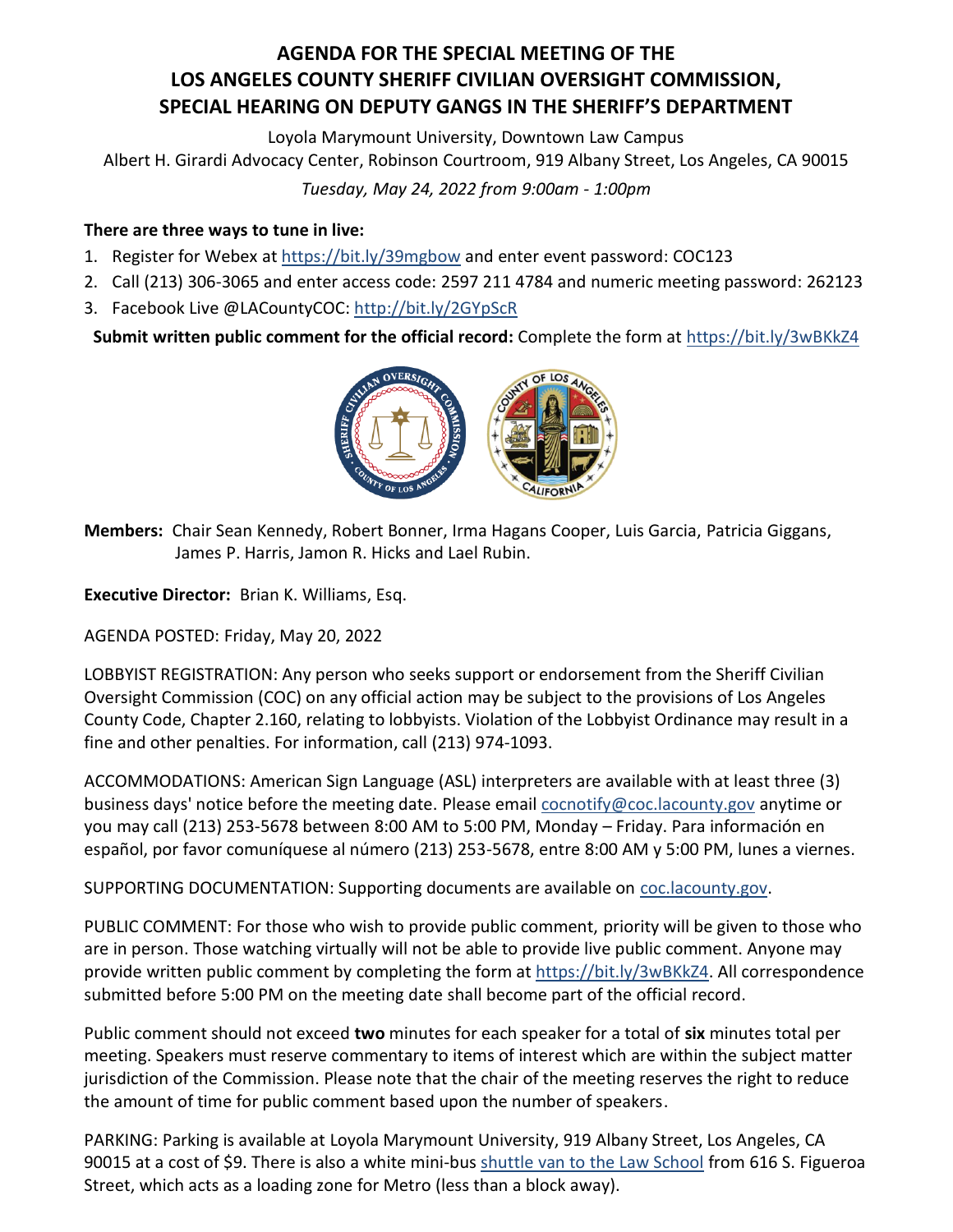# AGENDA FOR THE SPECIAL MEETING OF THE LOS ANGELES COUNTY SHERIFF CIVILIAN OVERSIGHT COMMISSION, SPECIAL HEARING ON DEPUTY GANGS IN THE SHERIFF'S DEPARTMENT

Loyola Marymount University, Downtown Law Campus
Albert H. Girardi Advocacy Center, Robinson Courtroom, 919 Albany Street, Los Angeles, CA 90015

*Tuesday, May 24, 2022 from 9:00am - 1:00pm*

**There are three ways to tune in live:**

1. Register for Webex at https://bit.ly/39mgbow and enter event password: COC123
2. Call (213) 306-3065 and enter access code: 2597 211 4784 and numeric meeting password: 262123
3. Facebook Live @LACountyCOC: http://bit.ly/2GYpScR

**Submit written public comment for the official record:** Complete the form at https://bit.ly/3wBKkZ4

**Members:** Chair Sean Kennedy, Robert Bonner, Irma Hagans Cooper, Luis Garcia, Patricia Giggans, James P. Harris, Jamon R. Hicks and Lael Rubin.

**Executive Director:** Brian K. Williams, Esq.

AGENDA POSTED: Friday, May 20, 2022

LOBBYIST REGISTRATION: Any person who seeks support or endorsement from the Sheriff Civilian Oversight Commission (COC) on any official action may be subject to the provisions of Los Angeles County Code, Chapter 2.160, relating to lobbyists. Violation of the Lobbyist Ordinance may result in a fine and other penalties. For information, call (213) 974-1093.

ACCOMMODATIONS: American Sign Language (ASL) interpreters are available with at least three (3) business days' notice before the meeting date. Please email cocnotify@coc.lacounty.gov anytime or you may call (213) 253-5678 between 8:00 AM to 5:00 PM, Monday – Friday. Para información en español, por favor comuníquese al número (213) 253-5678, entre 8:00 AM y 5:00 PM, lunes a viernes.

SUPPORTING DOCUMENTATION: Supporting documents are available on coc.lacounty.gov.

PUBLIC COMMENT: For those who wish to provide public comment, priority will be given to those who are in person. Those watching virtually will not be able to provide live public comment. Anyone may provide written public comment by completing the form at https://bit.ly/3wBKkZ4. All correspondence submitted before 5:00 PM on the meeting date shall become part of the official record.

Public comment should not exceed **two** minutes for each speaker for a total of **six** minutes total per meeting. Speakers must reserve commentary to items of interest which are within the subject matter jurisdiction of the Commission. Please note that the chair of the meeting reserves the right to reduce the amount of time for public comment based upon the number of speakers.

PARKING: Parking is available at Loyola Marymount University, 919 Albany Street, Los Angeles, CA 90015 at a cost of $9. There is also a white mini-bus shuttle van to the Law School from 616 S. Figueroa Street, which acts as a loading zone for Metro (less than a block away).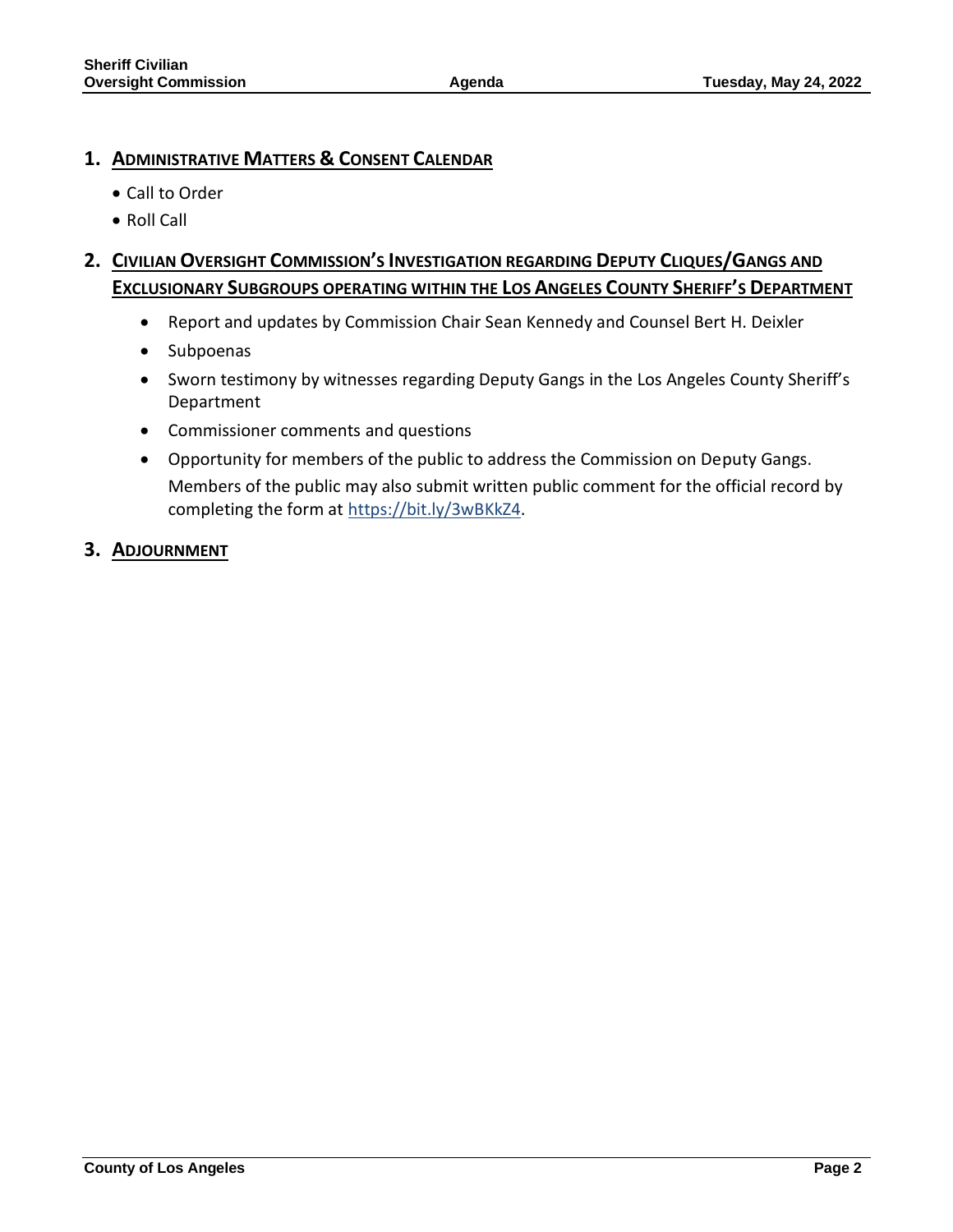## 1. ADMINISTRATIVE MATTERS & CONSENT CALENDAR

- Call to Order
- Roll Call

## 2. CIVILIAN OVERSIGHT COMMISSION'S INVESTIGATION REGARDING DEPUTY CLIQUES/GANGS AND EXCLUSIONARY SUBGROUPS OPERATING WITHIN THE LOS ANGELES COUNTY SHERIFF'S DEPARTMENT

- Report and updates by Commission Chair Sean Kennedy and Counsel Bert H. Deixler
- Subpoenas
- Sworn testimony by witnesses regarding Deputy Gangs in the Los Angeles County Sheriff's Department
- Commissioner comments and questions
- Opportunity for members of the public to address the Commission on Deputy Gangs. Members of the public may also submit written public comment for the official record by completing the form at https://bit.ly/3wBKkZ4.

## 3. ADJOURNMENT